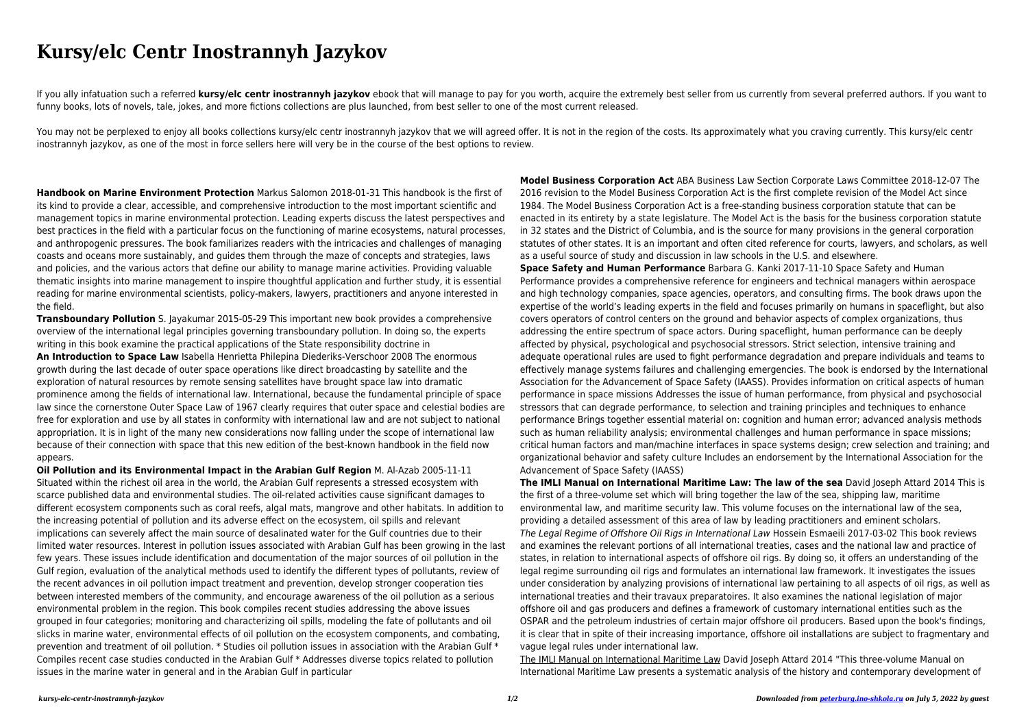# Kursy/elc Centr Inostrannyh Jazykov

If you ally infatuation such a referred **kursy/elc centr inostrannyh jazykov** ebook that will manage to pay for you worth, acquire the extremely best seller from us currently from several preferred authors. If you want to funny books, lots of novels, tale, jokes, and more fictions collections are plus launched, from best seller to one of the most current released.

You may not be perplexed to enjoy all books collections kursy/elc centr inostrannyh jazykov that we will agreed offer. It is not in the region of the costs. Its approximately what you craving currently. This kursy/elc centr inostrannyh jazykov, as one of the most in force sellers here will very be in the course of the best options to review.

**Handbook on Marine Environment Protection** Markus Salomon 2018-01-31 This handbook is the first of its kind to provide a clear, accessible, and comprehensive introduction to the most important scientific and management topics in marine environmental protection. Leading experts discuss the latest perspectives and best practices in the field with a particular focus on the functioning of marine ecosystems, natural processes, and anthropogenic pressures. The book familiarizes readers with the intricacies and challenges of managing coasts and oceans more sustainably, and guides them through the maze of concepts and strategies, laws and policies, and the various actors that define our ability to manage marine activities. Providing valuable thematic insights into marine management to inspire thoughtful application and further study, it is essential reading for marine environmental scientists, policy-makers, lawyers, practitioners and anyone interested in the field.

**Transboundary Pollution** S. Jayakumar 2015-05-29 This important new book provides a comprehensive overview of the international legal principles governing transboundary pollution. In doing so, the experts writing in this book examine the practical applications of the State responsibility doctrine in

**An Introduction to Space Law** Isabella Henrietta Philepina Diederiks-Verschoor 2008 The enormous growth during the last decade of outer space operations like direct broadcasting by satellite and the exploration of natural resources by remote sensing satellites have brought space law into dramatic prominence among the fields of international law. International, because the fundamental principle of space law since the cornerstone Outer Space Law of 1967 clearly requires that outer space and celestial bodies are free for exploration and use by all states in conformity with international law and are not subject to national appropriation. It is in light of the many new considerations now falling under the scope of international law because of their connection with space that this new edition of the best-known handbook in the field now appears.

**Oil Pollution and its Environmental Impact in the Arabian Gulf Region** M. Al-Azab 2005-11-11 Situated within the richest oil area in the world, the Arabian Gulf represents a stressed ecosystem with scarce published data and environmental studies. The oil-related activities cause significant damages to different ecosystem components such as coral reefs, algal mats, mangrove and other habitats. In addition to the increasing potential of pollution and its adverse effect on the ecosystem, oil spills and relevant implications can severely affect the main source of desalinated water for the Gulf countries due to their limited water resources. Interest in pollution issues associated with Arabian Gulf has been growing in the last few years. These issues include identification and documentation of the major sources of oil pollution in the Gulf region, evaluation of the analytical methods used to identify the different types of pollutants, review of the recent advances in oil pollution impact treatment and prevention, develop stronger cooperation ties between interested members of the community, and encourage awareness of the oil pollution as a serious environmental problem in the region. This book compiles recent studies addressing the above issues grouped in four categories; monitoring and characterizing oil spills, modeling the fate of pollutants and oil slicks in marine water, environmental effects of oil pollution on the ecosystem components, and combating, prevention and treatment of oil pollution. * Studies oil pollution issues in association with the Arabian Gulf * Compiles recent case studies conducted in the Arabian Gulf * Addresses diverse topics related to pollution issues in the marine water in general and in the Arabian Gulf in particular

**Model Business Corporation Act** ABA Business Law Section Corporate Laws Committee 2018-12-07 The 2016 revision to the Model Business Corporation Act is the first complete revision of the Model Act since 1984. The Model Business Corporation Act is a free-standing business corporation statute that can be enacted in its entirety by a state legislature. The Model Act is the basis for the business corporation statute in 32 states and the District of Columbia, and is the source for many provisions in the general corporation statutes of other states. It is an important and often cited reference for courts, lawyers, and scholars, as well as a useful source of study and discussion in law schools in the U.S. and elsewhere.

**Space Safety and Human Performance** Barbara G. Kanki 2017-11-10 Space Safety and Human Performance provides a comprehensive reference for engineers and technical managers within aerospace and high technology companies, space agencies, operators, and consulting firms. The book draws upon the expertise of the world's leading experts in the field and focuses primarily on humans in spaceflight, but also covers operators of control centers on the ground and behavior aspects of complex organizations, thus addressing the entire spectrum of space actors. During spaceflight, human performance can be deeply affected by physical, psychological and psychosocial stressors. Strict selection, intensive training and adequate operational rules are used to fight performance degradation and prepare individuals and teams to effectively manage systems failures and challenging emergencies. The book is endorsed by the International Association for the Advancement of Space Safety (IAASS). Provides information on critical aspects of human performance in space missions Addresses the issue of human performance, from physical and psychosocial stressors that can degrade performance, to selection and training principles and techniques to enhance performance Brings together essential material on: cognition and human error; advanced analysis methods such as human reliability analysis; environmental challenges and human performance in space missions; critical human factors and man/machine interfaces in space systems design; crew selection and training; and organizational behavior and safety culture Includes an endorsement by the International Association for the Advancement of Space Safety (IAASS)

**The IMLI Manual on International Maritime Law: The law of the sea** David Joseph Attard 2014 This is the first of a three-volume set which will bring together the law of the sea, shipping law, maritime environmental law, and maritime security law. This volume focuses on the international law of the sea, providing a detailed assessment of this area of law by leading practitioners and eminent scholars.

*The Legal Regime of Offshore Oil Rigs in International Law* Hossein Esmaeili 2017-03-02 This book reviews and examines the relevant portions of all international treaties, cases and the national law and practice of states, in relation to international aspects of offshore oil rigs. By doing so, it offers an understanding of the legal regime surrounding oil rigs and formulates an international law framework. It investigates the issues under consideration by analyzing provisions of international law pertaining to all aspects of oil rigs, as well as international treaties and their travaux preparatoires. It also examines the national legislation of major offshore oil and gas producers and defines a framework of customary international entities such as the OSPAR and the petroleum industries of certain major offshore oil producers. Based upon the book's findings, it is clear that in spite of their increasing importance, offshore oil installations are subject to fragmentary and vague legal rules under international law.

The IMLI Manual on International Maritime Law David Joseph Attard 2014 "This three-volume Manual on International Maritime Law presents a systematic analysis of the history and contemporary development of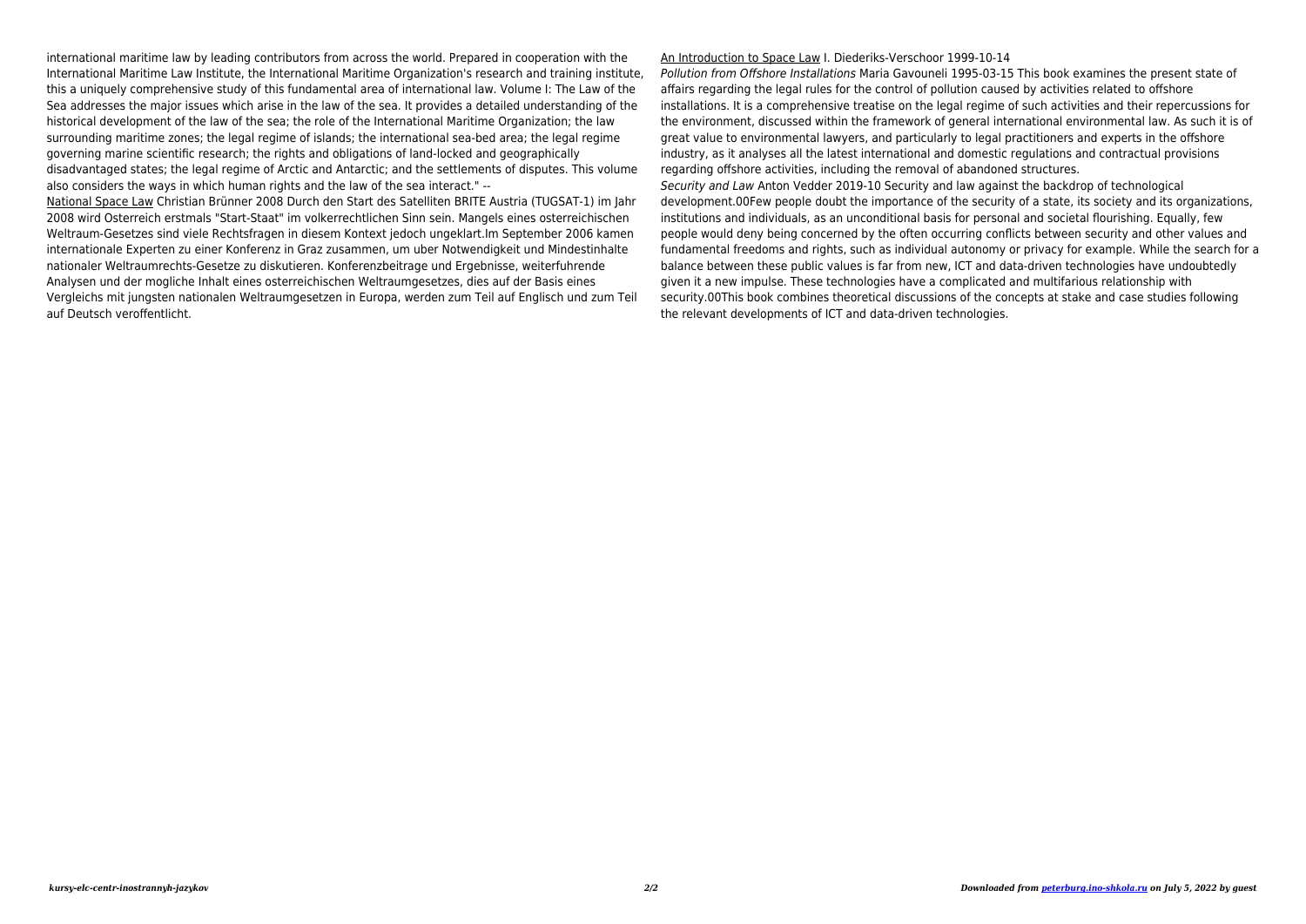international maritime law by leading contributors from across the world. Prepared in cooperation with the International Maritime Law Institute, the International Maritime Organization's research and training institute, this a uniquely comprehensive study of this fundamental area of international law. Volume I: The Law of the Sea addresses the major issues which arise in the law of the sea. It provides a detailed understanding of the historical development of the law of the sea; the role of the International Maritime Organization; the law surrounding maritime zones; the legal regime of islands; the international sea-bed area; the legal regime governing marine scientific research; the rights and obligations of land-locked and geographically disadvantaged states; the legal regime of Arctic and Antarctic; and the settlements of disputes. This volume also considers the ways in which human rights and the law of the sea interact." --

National Space Law Christian Brünner 2008 Durch den Start des Satelliten BRITE Austria (TUGSAT-1) im Jahr 2008 wird Osterreich erstmals "Start-Staat" im volkerrechtlichen Sinn sein. Mangels eines osterreichischen Weltraum-Gesetzes sind viele Rechtsfragen in diesem Kontext jedoch ungeklart.Im September 2006 kamen internationale Experten zu einer Konferenz in Graz zusammen, um uber Notwendigkeit und Mindestinhalte nationaler Weltraumrechts-Gesetze zu diskutieren. Konferenzbeitrage und Ergebnisse, weiterfuhrende Analysen und der mogliche Inhalt eines osterreichischen Weltraumgesetzes, dies auf der Basis eines Vergleichs mit jungsten nationalen Weltraumgesetzen in Europa, werden zum Teil auf Englisch und zum Teil auf Deutsch veroffentlicht.

An Introduction to Space Law I. Diederiks-Verschoor 1999-10-14

*Pollution from Offshore Installations* Maria Gavouneli 1995-03-15 This book examines the present state of affairs regarding the legal rules for the control of pollution caused by activities related to offshore installations. It is a comprehensive treatise on the legal regime of such activities and their repercussions for the environment, discussed within the framework of general international environmental law. As such it is of great value to environmental lawyers, and particularly to legal practitioners and experts in the offshore industry, as it analyses all the latest international and domestic regulations and contractual provisions regarding offshore activities, including the removal of abandoned structures.

*Security and Law* Anton Vedder 2019-10 Security and law against the backdrop of technological development.00Few people doubt the importance of the security of a state, its society and its organizations, institutions and individuals, as an unconditional basis for personal and societal flourishing. Equally, few people would deny being concerned by the often occurring conflicts between security and other values and fundamental freedoms and rights, such as individual autonomy or privacy for example. While the search for a balance between these public values is far from new, ICT and data-driven technologies have undoubtedly given it a new impulse. These technologies have a complicated and multifarious relationship with security.00This book combines theoretical discussions of the concepts at stake and case studies following the relevant developments of ICT and data-driven technologies.